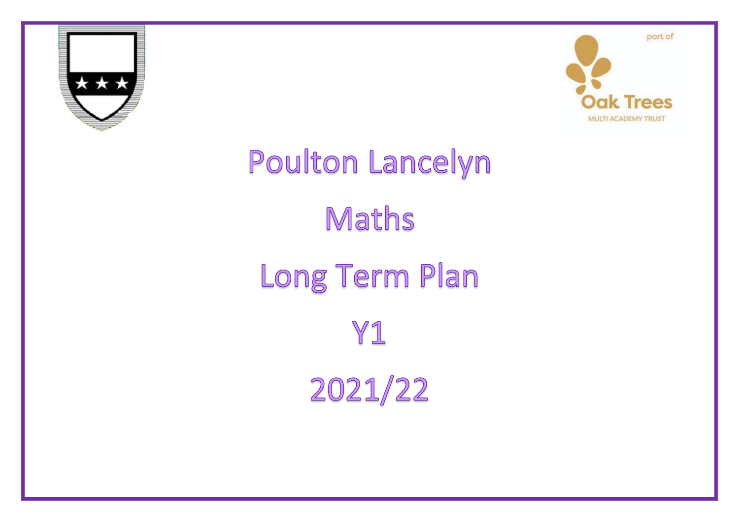part of

Oak Trees

MULTI ACADEMY TRUST

# Poulton Lancelyn

# Maths

# Long Term Plan

# Y1

# 2021/22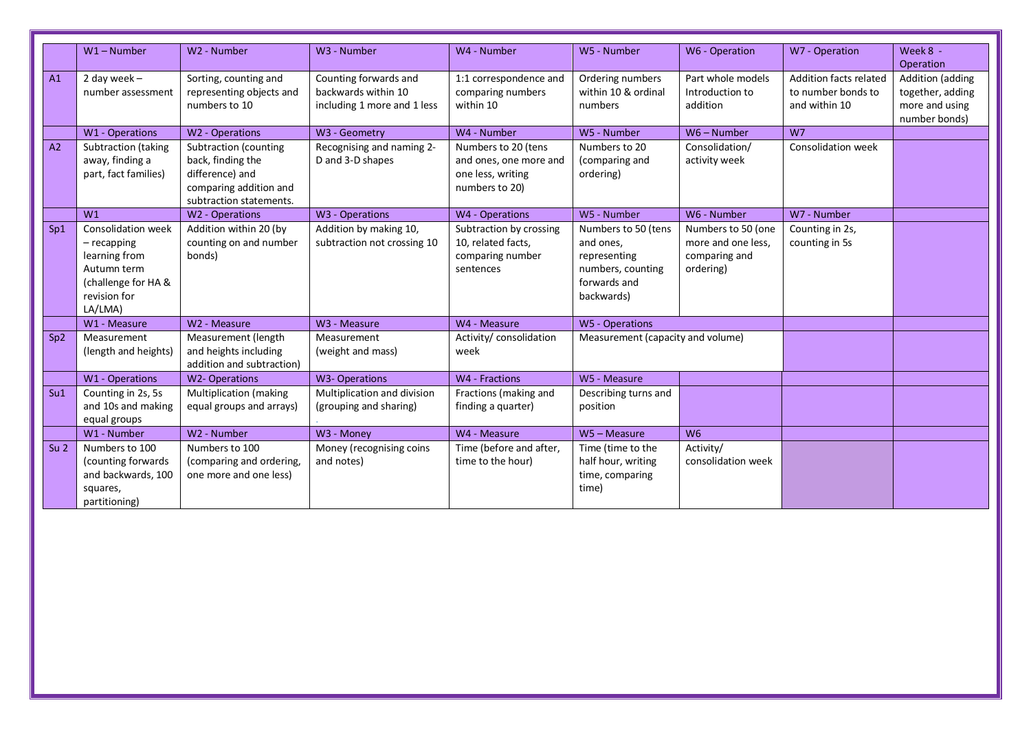| | W1 – Number | W2 - Number | W3 - Number | W4 - Number | W5 - Number | W6 - Operation | W7 - Operation | Week 8 - Operation |
|---|---|---|---|---|---|---|---|---|
| A1 | 2 day week – number assessment | Sorting, counting and representing objects and numbers to 10 | Counting forwards and backwards within 10 including 1 more and 1 less | 1:1 correspondence and comparing numbers within 10 | Ordering numbers within 10 & ordinal numbers | Part whole models Introduction to addition | Addition facts related to number bonds to and within 10 | Addition (adding together, adding more and using number bonds) |
| | W1 - Operations | W2 - Operations | W3 - Geometry | W4 - Number | W5 - Number | W6 – Number | W7 | |
| A2 | Subtraction (taking away, finding a part, fact families) | Subtraction (counting back, finding the difference) and comparing addition and subtraction statements. | Recognising and naming 2-D and 3-D shapes | Numbers to 20 (tens and ones, one more and one less, writing numbers to 20) | Numbers to 20 (comparing and ordering) | Consolidation/ activity week | Consolidation week | |
| | W1 | W2 - Operations | W3 - Operations | W4 - Operations | W5 - Number | W6 - Number | W7 - Number | |
| Sp1 | Consolidation week – recapping learning from Autumn term (challenge for HA & revision for LA/LMA) | Addition within 20 (by counting on and number bonds) | Addition by making 10, subtraction not crossing 10 | Subtraction by crossing 10, related facts, comparing number sentences | Numbers to 50 (tens and ones, representing numbers, counting forwards and backwards) | Numbers to 50 (one more and one less, comparing and ordering) | Counting in 2s, counting in 5s | |
| | W1 - Measure | W2 - Measure | W3 - Measure | W4 - Measure | W5 - Operations | | | |
| Sp2 | Measurement (length and heights) | Measurement (length and heights including addition and subtraction) | Measurement (weight and mass) | Activity/ consolidation week | Measurement (capacity and volume) | | | |
| | W1 - Operations | W2- Operations | W3- Operations | W4 - Fractions | W5 - Measure | | | |
| Su1 | Counting in 2s, 5s and 10s and making equal groups | Multiplication (making equal groups and arrays) | Multiplication and division (grouping and sharing) | Fractions (making and finding a quarter) | Describing turns and position | | | |
| | W1 - Number | W2 - Number | W3 - Money | W4 - Measure | W5 – Measure | W6 | | |
| Su 2 | Numbers to 100 (counting forwards and backwards, 100 squares, partitioning) | Numbers to 100 (comparing and ordering, one more and one less) | Money (recognising coins and notes) | Time (before and after, time to the hour) | Time (time to the half hour, writing time, comparing time) | Activity/ consolidation week | | |